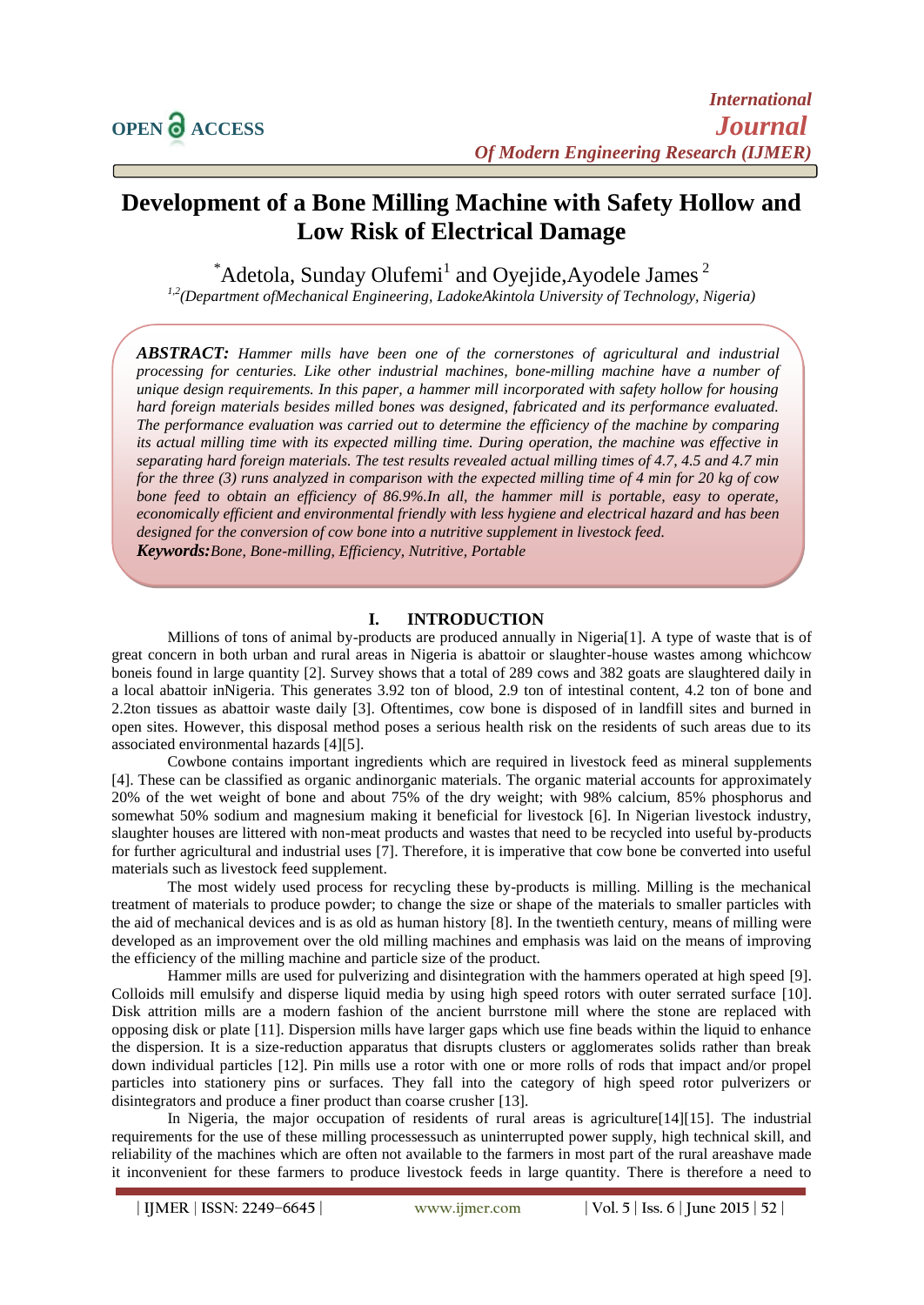# Development of a Bone Milling Machine with Safety Hollow and Low Risk of Electrical Damage

*Adetola, Sunday Olufemi[1] and Oyejide,Ayodele James [2]

[1,2](Department ofMechanical Engineering, LadokeAkintola University of Technology, Nigeria)

***ABSTRACT:*** *Hammer mills have been one of the cornerstones of agricultural and industrial processing for centuries. Like other industrial machines, bone-milling machine have a number of unique design requirements. In this paper, a hammer mill incorporated with safety hollow for housing hard foreign materials besides milled bones was designed, fabricated and its performance evaluated. The performance evaluation was carried out to determine the efficiency of the machine by comparing its actual milling time with its expected milling time. During operation, the machine was effective in separating hard foreign materials. The test results revealed actual milling times of 4.7, 4.5 and 4.7 min for the three (3) runs analyzed in comparison with the expected milling time of 4 min for 20 kg of cow bone feed to obtain an efficiency of 86.9%.In all, the hammer mill is portable, easy to operate, economically efficient and environmental friendly with less hygiene and electrical hazard and has been designed for the conversion of cow bone into a nutritive supplement in livestock feed.*

***Keywords:*** *Bone, Bone-milling, Efficiency, Nutritive, Portable*

## I. INTRODUCTION

Millions of tons of animal by-products are produced annually in Nigeria[1]. A type of waste that is of great concern in both urban and rural areas in Nigeria is abattoir or slaughter-house wastes among whichcow boneis found in large quantity [2]. Survey shows that a total of 289 cows and 382 goats are slaughtered daily in a local abattoir inNigeria. This generates 3.92 ton of blood, 2.9 ton of intestinal content, 4.2 ton of bone and 2.2ton tissues as abattoir waste daily [3]. Oftentimes, cow bone is disposed of in landfill sites and burned in open sites. However, this disposal method poses a serious health risk on the residents of such areas due to its associated environmental hazards [4][5].

Cowbone contains important ingredients which are required in livestock feed as mineral supplements [4]. These can be classified as organic andinorganic materials. The organic material accounts for approximately 20% of the wet weight of bone and about 75% of the dry weight; with 98% calcium, 85% phosphorus and somewhat 50% sodium and magnesium making it beneficial for livestock [6]. In Nigerian livestock industry, slaughter houses are littered with non-meat products and wastes that need to be recycled into useful by-products for further agricultural and industrial uses [7]. Therefore, it is imperative that cow bone be converted into useful materials such as livestock feed supplement.

The most widely used process for recycling these by-products is milling. Milling is the mechanical treatment of materials to produce powder; to change the size or shape of the materials to smaller particles with the aid of mechanical devices and is as old as human history [8]. In the twentieth century, means of milling were developed as an improvement over the old milling machines and emphasis was laid on the means of improving the efficiency of the milling machine and particle size of the product.

Hammer mills are used for pulverizing and disintegration with the hammers operated at high speed [9]. Colloids mill emulsify and disperse liquid media by using high speed rotors with outer serrated surface [10]. Disk attrition mills are a modern fashion of the ancient burrstone mill where the stone are replaced with opposing disk or plate [11]. Dispersion mills have larger gaps which use fine beads within the liquid to enhance the dispersion. It is a size-reduction apparatus that disrupts clusters or agglomerates solids rather than break down individual particles [12]. Pin mills use a rotor with one or more rolls of rods that impact and/or propel particles into stationery pins or surfaces. They fall into the category of high speed rotor pulverizers or disintegrators and produce a finer product than coarse crusher [13].

In Nigeria, the major occupation of residents of rural areas is agriculture[14][15]. The industrial requirements for the use of these milling processessuch as uninterrupted power supply, high technical skill, and reliability of the machines which are often not available to the farmers in most part of the rural areashave made it inconvenient for these farmers to produce livestock feeds in large quantity. There is therefore a need to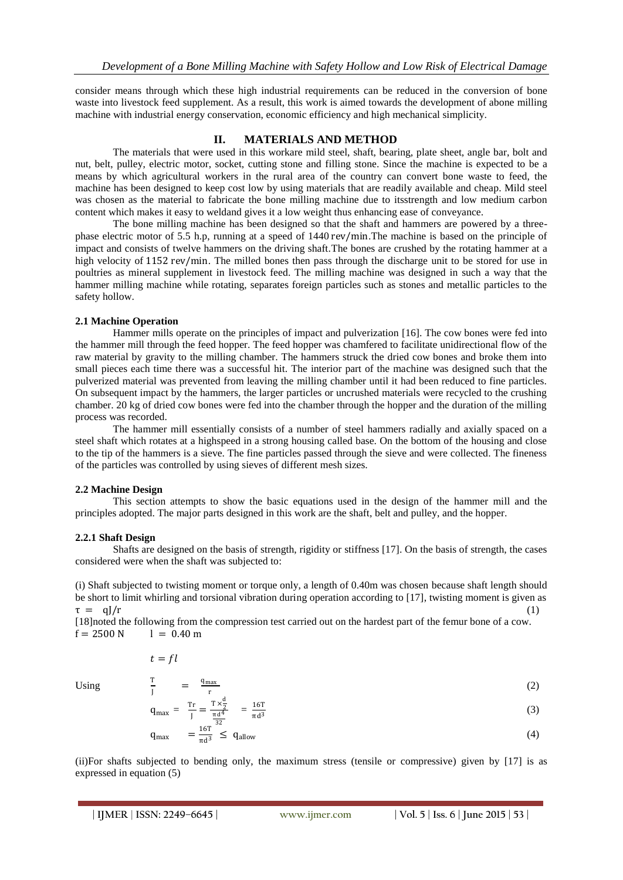consider means through which these high industrial requirements can be reduced in the conversion of bone waste into livestock feed supplement. As a result, this work is aimed towards the development of abone milling machine with industrial energy conservation, economic efficiency and high mechanical simplicity.

## II. MATERIALS AND METHOD

The materials that were used in this workare mild steel, shaft, bearing, plate sheet, angle bar, bolt and nut, belt, pulley, electric motor, socket, cutting stone and filling stone. Since the machine is expected to be a means by which agricultural workers in the rural area of the country can convert bone waste to feed, the machine has been designed to keep cost low by using materials that are readily available and cheap. Mild steel was chosen as the material to fabricate the bone milling machine due to itsstrength and low medium carbon content which makes it easy to weldand gives it a low weight thus enhancing ease of conveyance.

The bone milling machine has been designed so that the shaft and hammers are powered by a three-phase electric motor of 5.5 h.p, running at a speed of 1440 rev/min.The machine is based on the principle of impact and consists of twelve hammers on the driving shaft.The bones are crushed by the rotating hammer at a high velocity of 1152 rev/min. The milled bones then pass through the discharge unit to be stored for use in poultries as mineral supplement in livestock feed. The milling machine was designed in such a way that the hammer milling machine while rotating, separates foreign particles such as stones and metallic particles to the safety hollow.

### 2.1 Machine Operation

Hammer mills operate on the principles of impact and pulverization [16]. The cow bones were fed into the hammer mill through the feed hopper. The feed hopper was chamfered to facilitate unidirectional flow of the raw material by gravity to the milling chamber. The hammers struck the dried cow bones and broke them into small pieces each time there was a successful hit. The interior part of the machine was designed such that the pulverized material was prevented from leaving the milling chamber until it had been reduced to fine particles. On subsequent impact by the hammers, the larger particles or uncrushed materials were recycled to the crushing chamber. 20 kg of dried cow bones were fed into the chamber through the hopper and the duration of the milling process was recorded.

The hammer mill essentially consists of a number of steel hammers radially and axially spaced on a steel shaft which rotates at a highspeed in a strong housing called base. On the bottom of the housing and close to the tip of the hammers is a sieve. The fine particles passed through the sieve and were collected. The fineness of the particles was controlled by using sieves of different mesh sizes.

### 2.2 Machine Design

This section attempts to show the basic equations used in the design of the hammer mill and the principles adopted. The major parts designed in this work are the shaft, belt and pulley, and the hopper.

#### 2.2.1 Shaft Design

Shafts are designed on the basis of strength, rigidity or stiffness [17]. On the basis of strength, the cases considered were when the shaft was subjected to:

(i) Shaft subjected to twisting moment or torque only, a length of 0.40m was chosen because shaft length should be short to limit whirling and torsional vibration during operation according to [17], twisting moment is given as

$$\tau = qJ/r \tag{1}$$

[18]noted the following from the compression test carried out on the hardest part of the femur bone of a cow.

$f = 2500$ N $\quad l = 0.40$ m

$$t = fl$$

Using

$$\frac{T}{J} = \frac{q_{max}}{r} \tag{2}$$

$$q_{max} = \frac{Tr}{J} = \frac{T \times \frac{d}{2}}{\frac{\pi d^4}{32}} = \frac{16T}{\pi d^3} \tag{3}$$

$$q_{max} = \frac{16T}{\pi d^3} \leq q_{allow} \tag{4}$$

(ii)For shafts subjected to bending only, the maximum stress (tensile or compressive) given by [17] is as expressed in equation (5)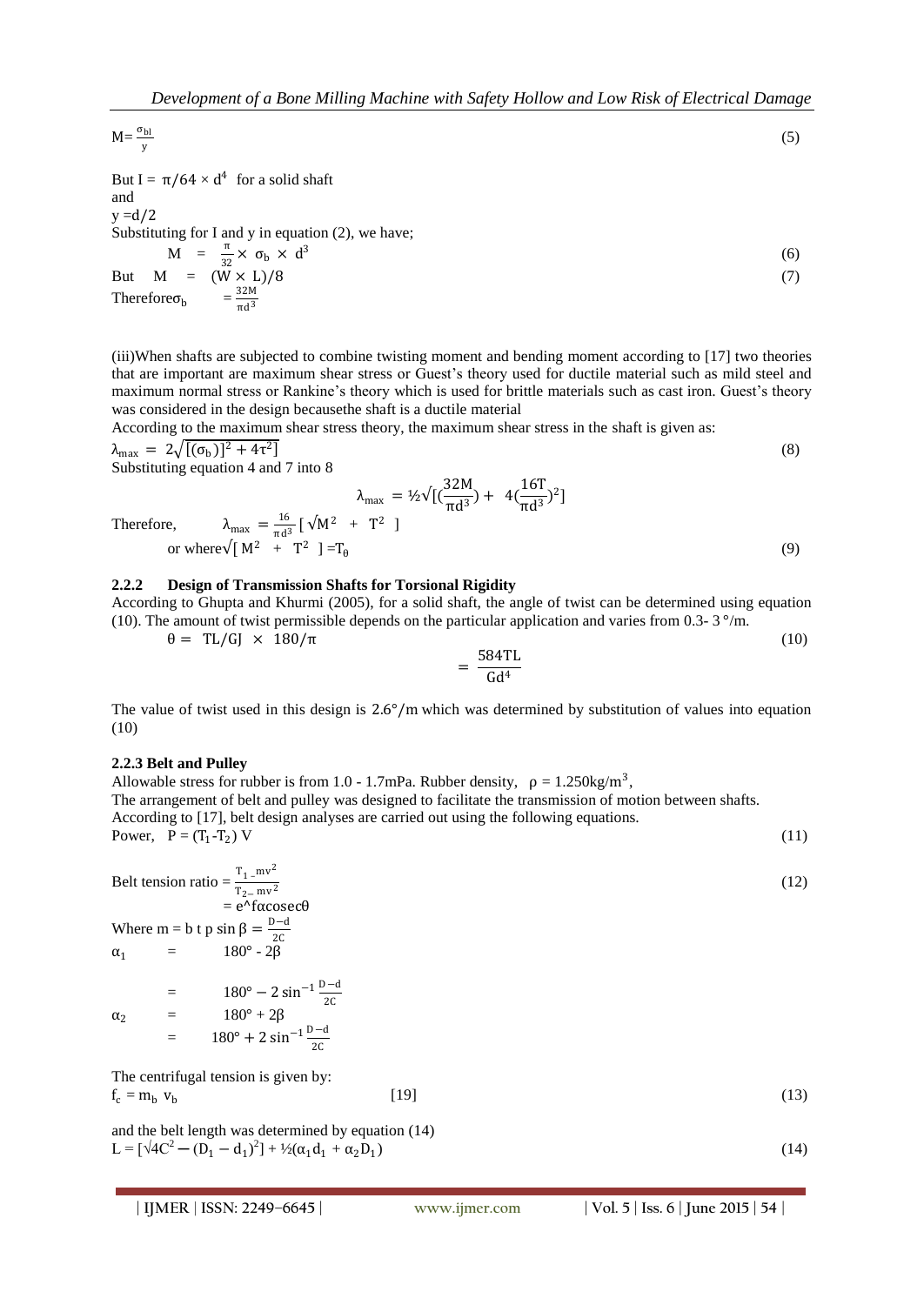$$M = \frac{\sigma_b I}{y} \tag{5}$$

But $I = \pi/64 \times d^4$ for a solid shaft
and
$y = d/2$
Substituting for I and y in equation (2), we have;

$$M = \frac{\pi}{32} \times \sigma_b \times d^3 \tag{6}$$

$$\text{But} \quad M = (W \times L)/8 \tag{7}$$

$$\text{Therefore} \sigma_b = \frac{32M}{\pi d^3}$$

(iii)When shafts are subjected to combine twisting moment and bending moment according to [17] two theories that are important are maximum shear stress or Guest's theory used for ductile material such as mild steel and maximum normal stress or Rankine's theory which is used for brittle materials such as cast iron. Guest's theory was considered in the design becausethe shaft is a ductile material

According to the maximum shear stress theory, the maximum shear stress in the shaft is given as:

$$\lambda_{max} = 2\sqrt{[(\sigma_b)]^2 + 4\tau^2]} \tag{8}$$

Substituting equation 4 and 7 into 8

$$\lambda_{max} = ½\sqrt{[(\frac{32M}{\pi d^3}) + 4(\frac{16T}{\pi d^3})^2]}$$

Therefore, $\lambda_{max} = \frac{16}{\pi d^3}[\sqrt{M^2 + T^2}]$

$$\text{or where} \sqrt{[M^2 + T^2]} = T_\theta \tag{9}$$

### 2.2.2 Design of Transmission Shafts for Torsional Rigidity

According to Ghupta and Khurmi (2005), for a solid shaft, the angle of twist can be determined using equation (10). The amount of twist permissible depends on the particular application and varies from 0.3- 3 °/m.

$$\theta = TL/GJ \times 180/\pi = \frac{584TL}{Gd^4} \tag{10}$$

The value of twist used in this design is 2.6°/m which was determined by substitution of values into equation (10)

### 2.2.3 Belt and Pulley

Allowable stress for rubber is from 1.0 - 1.7mPa. Rubber density, $\rho = 1.250\text{kg/m}^3$,

The arrangement of belt and pulley was designed to facilitate the transmission of motion between shafts.

According to [17], belt design analyses are carried out using the following equations.

$$\text{Power,} \quad P = (T_1 - T_2) V \tag{11}$$

$$\text{Belt tension ratio} = \frac{T_1 - mv^2}{T_2 - mv^2} = e^{\wedge}f\alpha\text{cosec}\theta \tag{12}$$

Where $m = b\ t\ p\ \sin\beta = \frac{D-d}{2C}$

$$\alpha_1 = 180° - 2\beta = 180° - 2\sin^{-1}\frac{D-d}{2C}$$

$$\alpha_2 = 180° + 2\beta = 180° + 2\sin^{-1}\frac{D-d}{2C}$$

The centrifugal tension is given by:

$$f_c = m_b\ v_b \quad [19] \tag{13}$$

and the belt length was determined by equation (14)

$$L = [\sqrt{4C^2 - (D_1 - d_1)^2}] + ½(\alpha_1 d_1 + \alpha_2 D_1) \tag{14}$$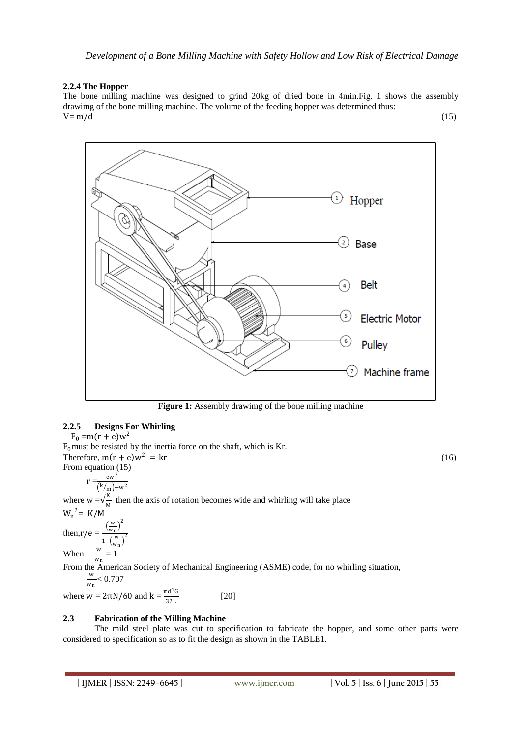#### 2.2.4 The Hopper

The bone milling machine was designed to grind 20kg of dried bone in 4min.Fig. 1 shows the assembly drawimg of the bone milling machine. The volume of the feeding hopper was determined thus:

$$V = m/d \tag{15}$$

**Figure 1:** Assembly drawimg of the bone milling machine

#### 2.2.5 Designs For Whirling

$F_0 = m(r + e)w^2$

$F_0$ must be resisted by the inertia force on the shaft, which is Kr.

Therefore, $m(r + e)w^2 = kr$ (16)

From equation (15)

$$r = \frac{ew^2}{\left(k/m\right) - w^2}$$

where $w = \sqrt{\frac{K}{M}}$ then the axis of rotation becomes wide and whirling will take place

$W_n^2 = K/M$

then, $r/e = \frac{\left(\frac{w}{w_n}\right)^2}{1 - \left(\frac{w}{w_n}\right)^2}$

When $\frac{w}{w_n} = 1$

From the American Society of Mechanical Engineering (ASME) code, for no whirling situation,

$\frac{w}{w_n} < 0.707$

where $w = 2\pi N/60$ and $k = \frac{\pi d^4 G}{32L}$ [20]

### 2.3 Fabrication of the Milling Machine

The mild steel plate was cut to specification to fabricate the hopper, and some other parts were considered to specification so as to fit the design as shown in the TABLE1.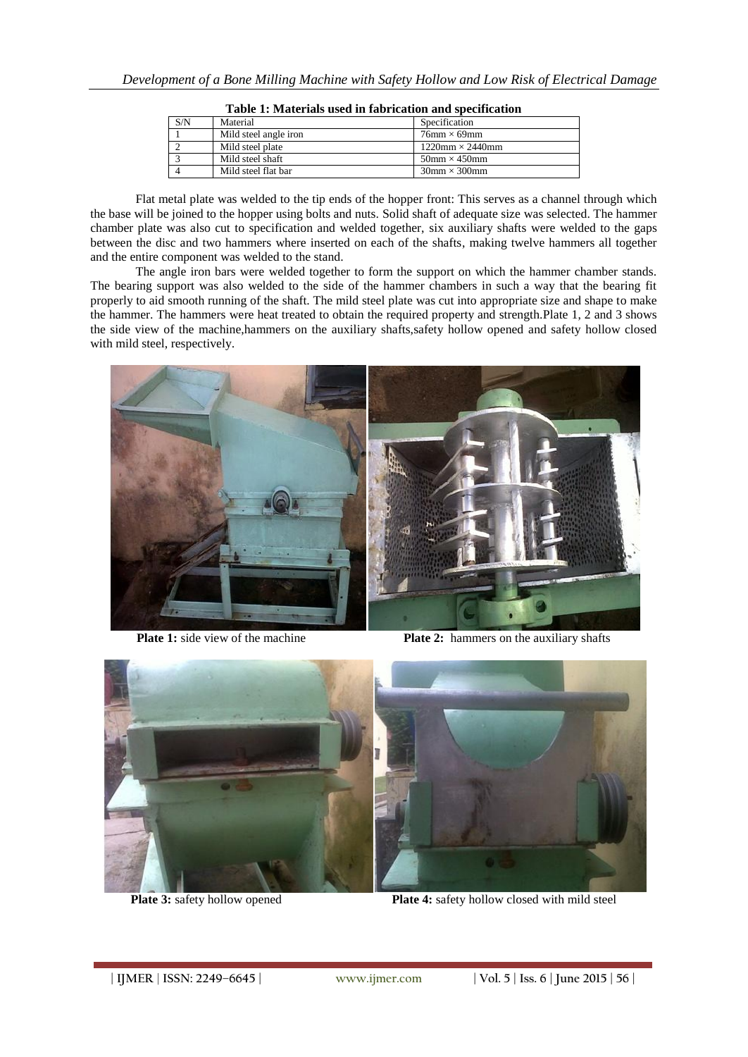**Table 1: Materials used in fabrication and specification**

| S/N | Material | Specification |
| --- | --- | --- |
| 1 | Mild steel angle iron | 76mm × 69mm |
| 2 | Mild steel plate | 1220mm × 2440mm |
| 3 | Mild steel shaft | 50mm × 450mm |
| 4 | Mild steel flat bar | 30mm × 300mm |

Flat metal plate was welded to the tip ends of the hopper front: This serves as a channel through which the base will be joined to the hopper using bolts and nuts. Solid shaft of adequate size was selected. The hammer chamber plate was also cut to specification and welded together, six auxiliary shafts were welded to the gaps between the disc and two hammers where inserted on each of the shafts, making twelve hammers all together and the entire component was welded to the stand.

The angle iron bars were welded together to form the support on which the hammer chamber stands. The bearing support was also welded to the side of the hammer chambers in such a way that the bearing fit properly to aid smooth running of the shaft. The mild steel plate was cut into appropriate size and shape to make the hammer. The hammers were heat treated to obtain the required property and strength.Plate 1, 2 and 3 shows the side view of the machine,hammers on the auxiliary shafts,safety hollow opened and safety hollow closed with mild steel, respectively.

**Plate 1:** side view of the machine

**Plate 2:** hammers on the auxiliary shafts

**Plate 3:** safety hollow opened

**Plate 4:** safety hollow closed with mild steel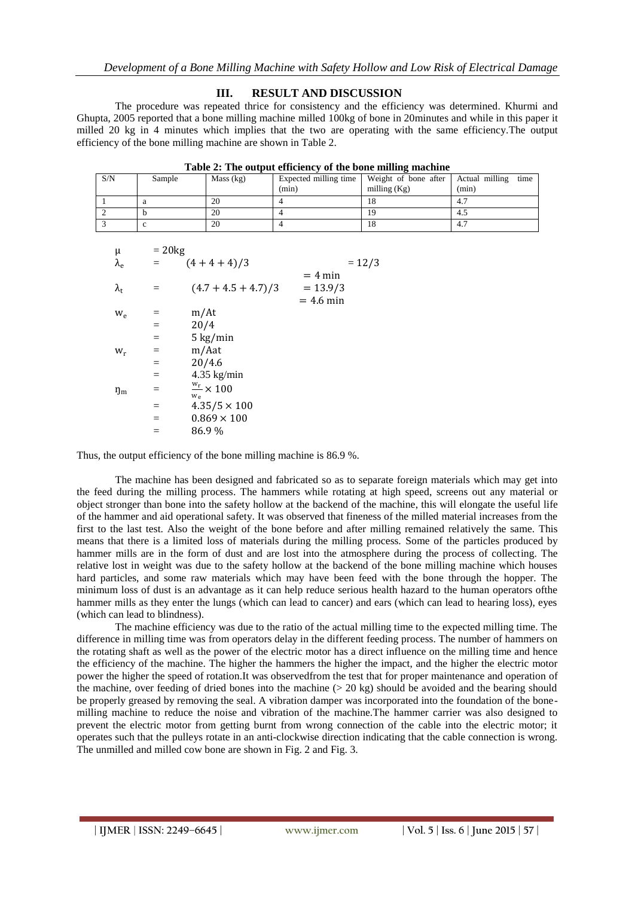## III. RESULT AND DISCUSSION

The procedure was repeated thrice for consistency and the efficiency was determined. Khurmi and Ghupta, 2005 reported that a bone milling machine milled 100kg of bone in 20minutes and while in this paper it milled 20 kg in 4 minutes which implies that the two are operating with the same efficiency.The output efficiency of the bone milling machine are shown in Table 2.

**Table 2: The output efficiency of the bone milling machine**

| S/N | Sample | Mass (kg) | Expected milling time (min) | Weight of bone after milling (Kg) | Actual milling time (min) |
|---|---|---|---|---|---|
| 1 | a | 20 | 4 | 18 | 4.7 |
| 2 | b | 20 | 4 | 19 | 4.5 |
| 3 | c | 20 | 4 | 18 | 4.7 |

$$\mu = 20\text{kg}$$

$$\lambda_e = (4+4+4)/3 = 12/3 = 4\text{ min}$$

$$\lambda_t = (4.7+4.5+4.7)/3 = 13.9/3 = 4.6\text{ min}$$

$$w_e = m/At = 20/4 = 5\text{ kg/min}$$

$$w_r = m/Aat = 20/4.6 = 4.35\text{ kg/min}$$

$$\eta_m = \frac{w_r}{w_e} \times 100 = 4.35/5 \times 100 = 0.869 \times 100 = 86.9\ \%$$

Thus, the output efficiency of the bone milling machine is 86.9 %.

The machine has been designed and fabricated so as to separate foreign materials which may get into the feed during the milling process. The hammers while rotating at high speed, screens out any material or object stronger than bone into the safety hollow at the backend of the machine, this will elongate the useful life of the hammer and aid operational safety. It was observed that fineness of the milled material increases from the first to the last test. Also the weight of the bone before and after milling remained relatively the same. This means that there is a limited loss of materials during the milling process. Some of the particles produced by hammer mills are in the form of dust and are lost into the atmosphere during the process of collecting. The relative lost in weight was due to the safety hollow at the backend of the bone milling machine which houses hard particles, and some raw materials which may have been feed with the bone through the hopper. The minimum loss of dust is an advantage as it can help reduce serious health hazard to the human operators ofthe hammer mills as they enter the lungs (which can lead to cancer) and ears (which can lead to hearing loss), eyes (which can lead to blindness).

The machine efficiency was due to the ratio of the actual milling time to the expected milling time. The difference in milling time was from operators delay in the different feeding process. The number of hammers on the rotating shaft as well as the power of the electric motor has a direct influence on the milling time and hence the efficiency of the machine. The higher the hammers the higher the impact, and the higher the electric motor power the higher the speed of rotation.It was observedfrom the test that for proper maintenance and operation of the machine, over feeding of dried bones into the machine (> 20 kg) should be avoided and the bearing should be properly greased by removing the seal. A vibration damper was incorporated into the foundation of the bone-milling machine to reduce the noise and vibration of the machine.The hammer carrier was also designed to prevent the electric motor from getting burnt from wrong connection of the cable into the electric motor; it operates such that the pulleys rotate in an anti-clockwise direction indicating that the cable connection is wrong. The unmilled and milled cow bone are shown in Fig. 2 and Fig. 3.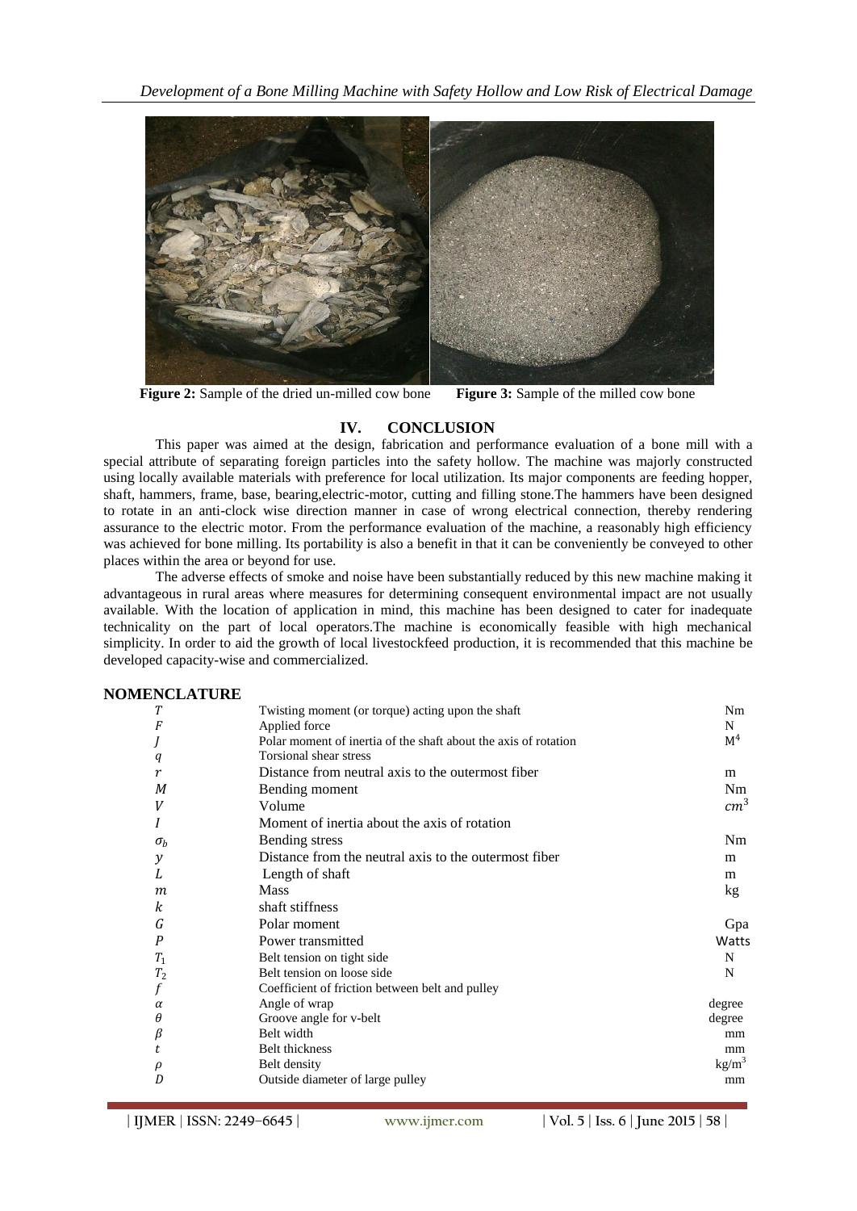**Figure 2:** Sample of the dried un-milled cow bone **Figure 3:** Sample of the milled cow bone

## IV. CONCLUSION

This paper was aimed at the design, fabrication and performance evaluation of a bone mill with a special attribute of separating foreign particles into the safety hollow. The machine was majorly constructed using locally available materials with preference for local utilization. Its major components are feeding hopper, shaft, hammers, frame, base, bearing,electric-motor, cutting and filling stone.The hammers have been designed to rotate in an anti-clock wise direction manner in case of wrong electrical connection, thereby rendering assurance to the electric motor. From the performance evaluation of the machine, a reasonably high efficiency was achieved for bone milling. Its portability is also a benefit in that it can be conveniently be conveyed to other places within the area or beyond for use.

The adverse effects of smoke and noise have been substantially reduced by this new machine making it advantageous in rural areas where measures for determining consequent environmental impact are not usually available. With the location of application in mind, this machine has been designed to cater for inadequate technicality on the part of local operators.The machine is economically feasible with high mechanical simplicity. In order to aid the growth of local livestockfeed production, it is recommended that this machine be developed capacity-wise and commercialized.

## NOMENCLATURE

| Symbol | Description | Unit |
|---|---|---|
| $T$ | Twisting moment (or torque) acting upon the shaft | Nm |
| $F$ | Applied force | N |
| $J$ | Polar moment of inertia of the shaft about the axis of rotation | $M^4$ |
| $q$ | Torsional shear stress | |
| $r$ | Distance from neutral axis to the outermost fiber | m |
| $M$ | Bending moment | Nm |
| $V$ | Volume | $cm^3$ |
| $I$ | Moment of inertia about the axis of rotation | |
| $\sigma_b$ | Bending stress | Nm |
| $y$ | Distance from the neutral axis to the outermost fiber | m |
| $L$ | Length of shaft | m |
| $m$ | Mass | kg |
| $k$ | shaft stiffness | |
| $G$ | Polar moment | Gpa |
| $P$ | Power transmitted | Watts |
| $T_1$ | Belt tension on tight side | N |
| $T_2$ | Belt tension on loose side | N |
| $f$ | Coefficient of friction between belt and pulley | |
| $\alpha$ | Angle of wrap | degree |
| $\theta$ | Groove angle for v-belt | degree |
| $\beta$ | Belt width | mm |
| $t$ | Belt thickness | mm |
| $\rho$ | Belt density | $kg/m^3$ |
| $D$ | Outside diameter of large pulley | mm |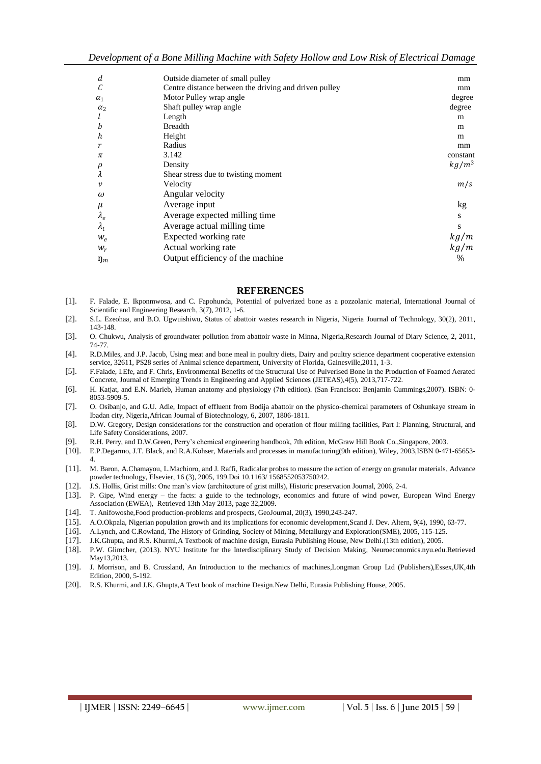| | | |
|---|---|---|
| $d$ | Outside diameter of small pulley | mm |
| $C$ | Centre distance between the driving and driven pulley | mm |
| $\alpha_1$ | Motor Pulley wrap angle | degree |
| $\alpha_2$ | Shaft pulley wrap angle | degree |
| $l$ | Length | m |
| $b$ | Breadth | m |
| $h$ | Height | m |
| $r$ | Radius | mm |
| $\pi$ | 3.142 | constant |
| $\rho$ | Density | $kg/m^3$ |
| $\lambda$ | Shear stress due to twisting moment | |
| $v$ | Velocity | $m/s$ |
| $\omega$ | Angular velocity | |
| $\mu$ | Average input | kg |
| $\lambda_e$ | Average expected milling time | s |
| $\lambda_t$ | Average actual milling time | s |
| $w_e$ | Expected working rate | $kg/m$ |
| $w_r$ | Actual working rate | $kg/m$ |
| $\eta_m$ | Output efficiency of the machine | % |

## REFERENCES

[1]. F. Falade, E. Ikponmwosa, and C. Fapohunda, Potential of pulverized bone as a pozzolanic material, International Journal of Scientific and Engineering Research, 3(7), 2012, 1-6.

[2]. S.L. Ezeohaa, and B.O. Ugwuishiwu, Status of abattoir wastes research in Nigeria, Nigeria Journal of Technology, 30(2), 2011, 143-148.

[3]. O. Chukwu, Analysis of groundwater pollution from abattoir waste in Minna, Nigeria,Research Journal of Diary Science, 2, 2011, 74-77.

[4]. R.D.Miles, and J.P. Jacob, Using meat and bone meal in poultry diets, Dairy and poultry science department cooperative extension service, 32611, PS28 series of Animal science department, University of Florida, Gainesville,2011, 1-3.

[5]. F.Falade, I.Efe, and F. Chris, Environmental Benefits of the Structural Use of Pulverised Bone in the Production of Foamed Aerated Concrete, Journal of Emerging Trends in Engineering and Applied Sciences (JETEAS),4(5), 2013,717-722.

[6]. H. Katjat, and E.N. Marieb, Human anatomy and physiology (7th edition). (San Francisco: Benjamin Cummings,2007). ISBN: 0-8053-5909-5.

[7]. O. Osibanjo, and G.U. Adie, Impact of effluent from Bodija abattoir on the physico-chemical parameters of Oshunkaye stream in Ibadan city, Nigeria,African Journal of Biotechnology, 6, 2007, 1806-1811.

[8]. D.W. Gregory, Design considerations for the construction and operation of flour milling facilities, Part I: Planning, Structural, and Life Safety Considerations, 2007.

[9]. R.H. Perry, and D.W.Green, Perry's chemical engineering handbook, 7th edition, McGraw Hill Book Co.,Singapore, 2003.

[10]. E.P.Degarmo, J.T. Black, and R.A.Kohser, Materials and processes in manufacturing(9th edition), Wiley, 2003,ISBN 0-471-65653-4.

[11]. M. Baron, A.Chamayou, L.Machioro, and J. Raffi, Radicalar probes to measure the action of energy on granular materials, Advance powder technology, Elsevier, 16 (3), 2005, 199.Doi 10.1163/ 1568552053750242.

[12]. J.S. Hollis, Grist mills: One man's view (architecture of grist mills), Historic preservation Journal, 2006, 2-4.

[13]. P. Gipe, Wind energy – the facts: a guide to the technology, economics and future of wind power, European Wind Energy Association (EWEA), Retrieved 13th May 2013, page 32,2009.

[14]. T. Anifowoshe,Food production-problems and prospects, GeoJournal, 20(3), 1990,243-247.

[15]. A.O.Okpala, Nigerian population growth and its implications for economic development,Scand J. Dev. Altern, 9(4), 1990, 63-77.

[16]. A.Lynch, and C.Rowland, The History of Grinding, Society of Mining, Metallurgy and Exploration(SME), 2005, 115-125.

[17]. J.K.Ghupta, and R.S. Khurmi,A Textbook of machine design, Eurasia Publishing House, New Delhi.(13th edition), 2005.

[18]. P.W. Glimcher, (2013). NYU Institute for the Interdisciplinary Study of Decision Making, Neuroeconomics.nyu.edu.Retrieved May13,2013.

[19]. J. Morrison, and B. Crossland, An Introduction to the mechanics of machines,Longman Group Ltd (Publishers),Essex,UK,4th Edition, 2000, 5-192.

[20]. R.S. Khurmi, and J.K. Ghupta,A Text book of machine Design.New Delhi, Eurasia Publishing House, 2005.